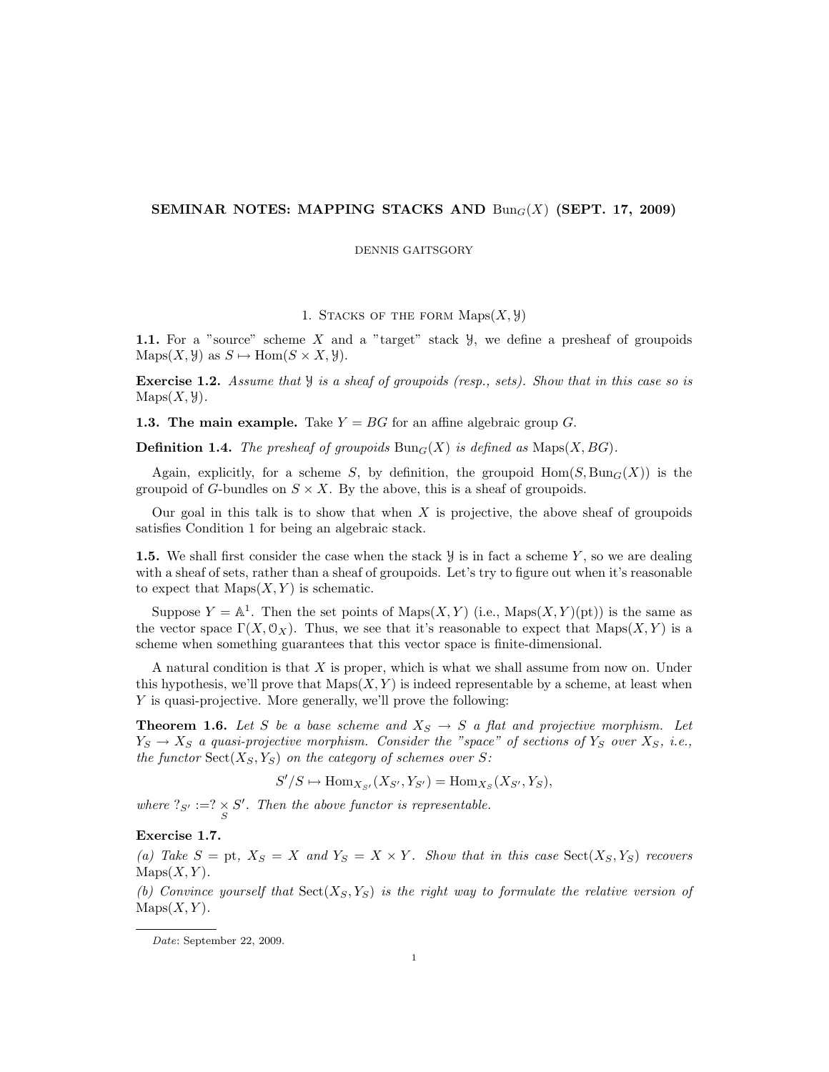# SEMINAR NOTES: MAPPING STACKS AND $\mathrm{Bun}_G(X)$ (SEPT. 17, 2009)

DENNIS GAITSGORY

## 1. Stacks of the form $\mathrm{Maps}(X, \mathcal{Y})$

**1.1.** For a "source" scheme $X$ and a "target" stack $\mathcal{Y}$, we define a presheaf of groupoids $\mathrm{Maps}(X, \mathcal{Y})$ as $S \mapsto \mathrm{Hom}(S \times X, \mathcal{Y})$.

**Exercise 1.2.** *Assume that $\mathcal{Y}$ is a sheaf of groupoids (resp., sets). Show that in this case so is $\mathrm{Maps}(X, \mathcal{Y})$.*

**1.3. The main example.** Take $Y = BG$ for an affine algebraic group $G$.

**Definition 1.4.** *The presheaf of groupoids $\mathrm{Bun}_G(X)$ is defined as $\mathrm{Maps}(X, BG)$.*

Again, explicitly, for a scheme $S$, by definition, the groupoid $\mathrm{Hom}(S, \mathrm{Bun}_G(X))$ is the groupoid of $G$-bundles on $S \times X$. By the above, this is a sheaf of groupoids.

Our goal in this talk is to show that when $X$ is projective, the above sheaf of groupoids satisfies Condition 1 for being an algebraic stack.

**1.5.** We shall first consider the case when the stack $\mathcal{Y}$ is in fact a scheme $Y$, so we are dealing with a sheaf of sets, rather than a sheaf of groupoids. Let's try to figure out when it's reasonable to expect that $\mathrm{Maps}(X, Y)$ is schematic.

Suppose $Y = \mathbb{A}^1$. Then the set points of $\mathrm{Maps}(X, Y)$ (i.e., $\mathrm{Maps}(X, Y)(\mathrm{pt})$) is the same as the vector space $\Gamma(X, \mathcal{O}_X)$. Thus, we see that it's reasonable to expect that $\mathrm{Maps}(X, Y)$ is a scheme when something guarantees that this vector space is finite-dimensional.

A natural condition is that $X$ is proper, which is what we shall assume from now on. Under this hypothesis, we'll prove that $\mathrm{Maps}(X, Y)$ is indeed representable by a scheme, at least when $Y$ is quasi-projective. More generally, we'll prove the following:

**Theorem 1.6.** *Let $S$ be a base scheme and $X_S \to S$ a flat and projective morphism. Let $Y_S \to X_S$ a quasi-projective morphism. Consider the "space" of sections of $Y_S$ over $X_S$, i.e., the functor $\mathrm{Sect}(X_S, Y_S)$ on the category of schemes over $S$:*

$$S'/S \mapsto \mathrm{Hom}_{X_{S'}}(X_{S'}, Y_{S'}) = \mathrm{Hom}_{X_S}(X_{S'}, Y_S),$$

*where $?_{S'} := ? \underset{S}{\times} S'$. Then the above functor is representable.*

**Exercise 1.7.**

*(a) Take $S = \mathrm{pt}$, $X_S = X$ and $Y_S = X \times Y$. Show that in this case $\mathrm{Sect}(X_S, Y_S)$ recovers $\mathrm{Maps}(X, Y)$.*

*(b) Convince yourself that $\mathrm{Sect}(X_S, Y_S)$ is the right way to formulate the relative version of $\mathrm{Maps}(X, Y)$.*

---

*Date*: September 22, 2009.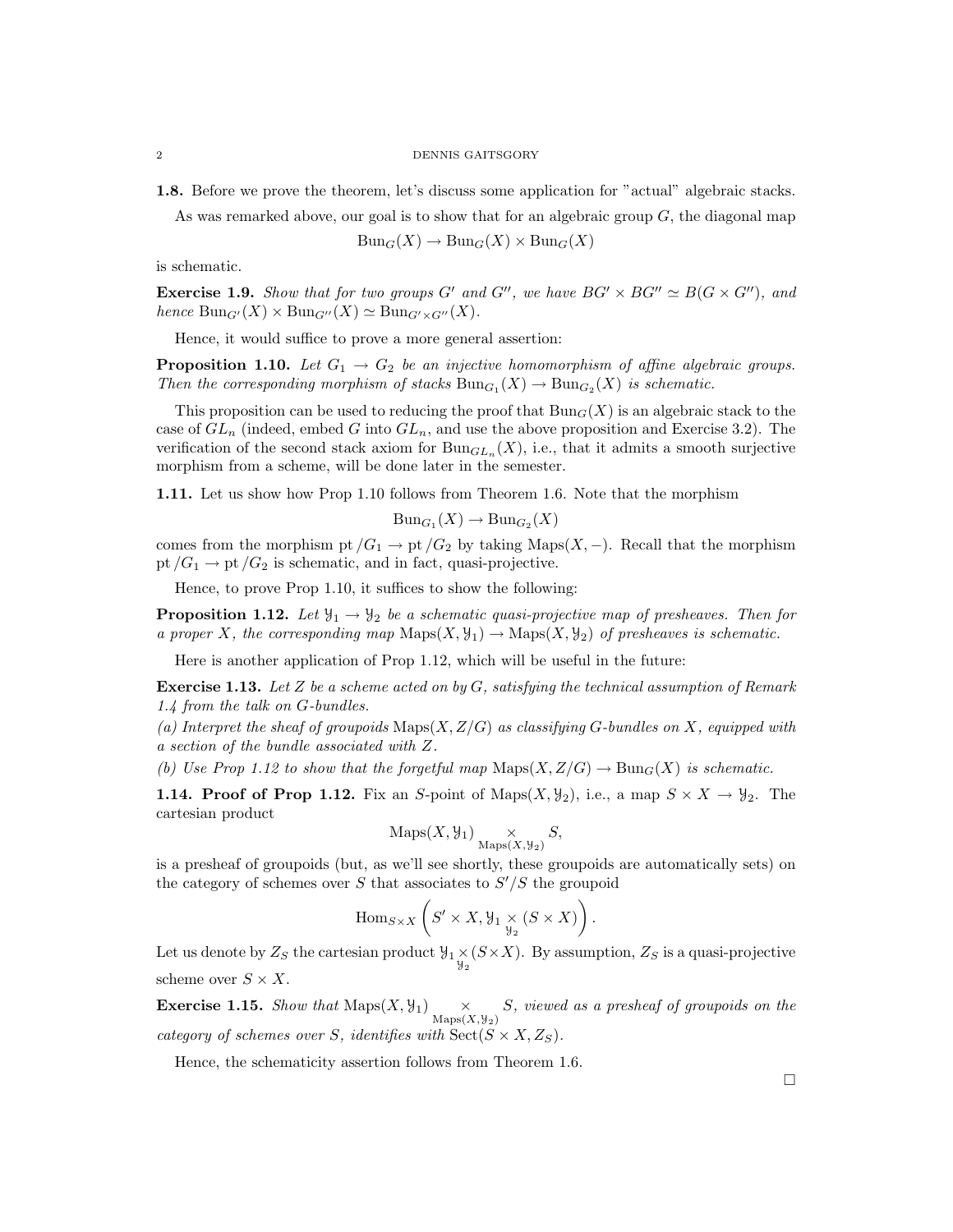**1.8.** Before we prove the theorem, let's discuss some application for "actual" algebraic stacks.

As was remarked above, our goal is to show that for an algebraic group $G$, the diagonal map

$$\mathrm{Bun}_G(X) \to \mathrm{Bun}_G(X) \times \mathrm{Bun}_G(X)$$

is schematic.

**Exercise 1.9.** *Show that for two groups $G'$ and $G''$, we have $BG' \times BG'' \simeq B(G \times G'')$, and hence $\mathrm{Bun}_{G'}(X) \times \mathrm{Bun}_{G''}(X) \simeq \mathrm{Bun}_{G' \times G''}(X)$.*

Hence, it would suffice to prove a more general assertion:

**Proposition 1.10.** *Let $G_1 \to G_2$ be an injective homomorphism of affine algebraic groups. Then the corresponding morphism of stacks $\mathrm{Bun}_{G_1}(X) \to \mathrm{Bun}_{G_2}(X)$ is schematic.*

This proposition can be used to reducing the proof that $\mathrm{Bun}_G(X)$ is an algebraic stack to the case of $GL_n$ (indeed, embed $G$ into $GL_n$, and use the above proposition and Exercise 3.2). The verification of the second stack axiom for $\mathrm{Bun}_{GL_n}(X)$, i.e., that it admits a smooth surjective morphism from a scheme, will be done later in the semester.

**1.11.** Let us show how Prop 1.10 follows from Theorem 1.6. Note that the morphism

$$\mathrm{Bun}_{G_1}(X) \to \mathrm{Bun}_{G_2}(X)$$

comes from the morphism $\mathrm{pt}/G_1 \to \mathrm{pt}/G_2$ by taking $\mathrm{Maps}(X, -)$. Recall that the morphism $\mathrm{pt}/G_1 \to \mathrm{pt}/G_2$ is schematic, and in fact, quasi-projective.

Hence, to prove Prop 1.10, it suffices to show the following:

**Proposition 1.12.** *Let $\mathcal{Y}_1 \to \mathcal{Y}_2$ be a schematic quasi-projective map of presheaves. Then for a proper $X$, the corresponding map $\mathrm{Maps}(X, \mathcal{Y}_1) \to \mathrm{Maps}(X, \mathcal{Y}_2)$ of presheaves is schematic.*

Here is another application of Prop 1.12, which will be useful in the future:

**Exercise 1.13.** *Let $Z$ be a scheme acted on by $G$, satisfying the technical assumption of Remark 1.4 from the talk on $G$-bundles.*
*(a) Interpret the sheaf of groupoids $\mathrm{Maps}(X, Z/G)$ as classifying $G$-bundles on $X$, equipped with a section of the bundle associated with $Z$.*
*(b) Use Prop 1.12 to show that the forgetful map $\mathrm{Maps}(X, Z/G) \to \mathrm{Bun}_G(X)$ is schematic.*

**1.14. Proof of Prop 1.12.** Fix an $S$-point of $\mathrm{Maps}(X, \mathcal{Y}_2)$, i.e., a map $S \times X \to \mathcal{Y}_2$. The cartesian product

$$\mathrm{Maps}(X, \mathcal{Y}_1) \underset{\mathrm{Maps}(X, \mathcal{Y}_2)}{\times} S,$$

is a presheaf of groupoids (but, as we'll see shortly, these groupoids are automatically sets) on the category of schemes over $S$ that associates to $S'/S$ the groupoid

$$\mathrm{Hom}_{S \times X}\left(S' \times X, \mathcal{Y}_1 \underset{\mathcal{Y}_2}{\times} (S \times X)\right).$$

Let us denote by $Z_S$ the cartesian product $\mathcal{Y}_1 \underset{\mathcal{Y}_2}{\times} (S \times X)$. By assumption, $Z_S$ is a quasi-projective scheme over $S \times X$.

**Exercise 1.15.** *Show that $\mathrm{Maps}(X, \mathcal{Y}_1) \underset{\mathrm{Maps}(X, \mathcal{Y}_2)}{\times} S$, viewed as a presheaf of groupoids on the category of schemes over $S$, identifies with $\mathrm{Sect}(S \times X, Z_S)$.*

Hence, the schematicity assertion follows from Theorem 1.6.

□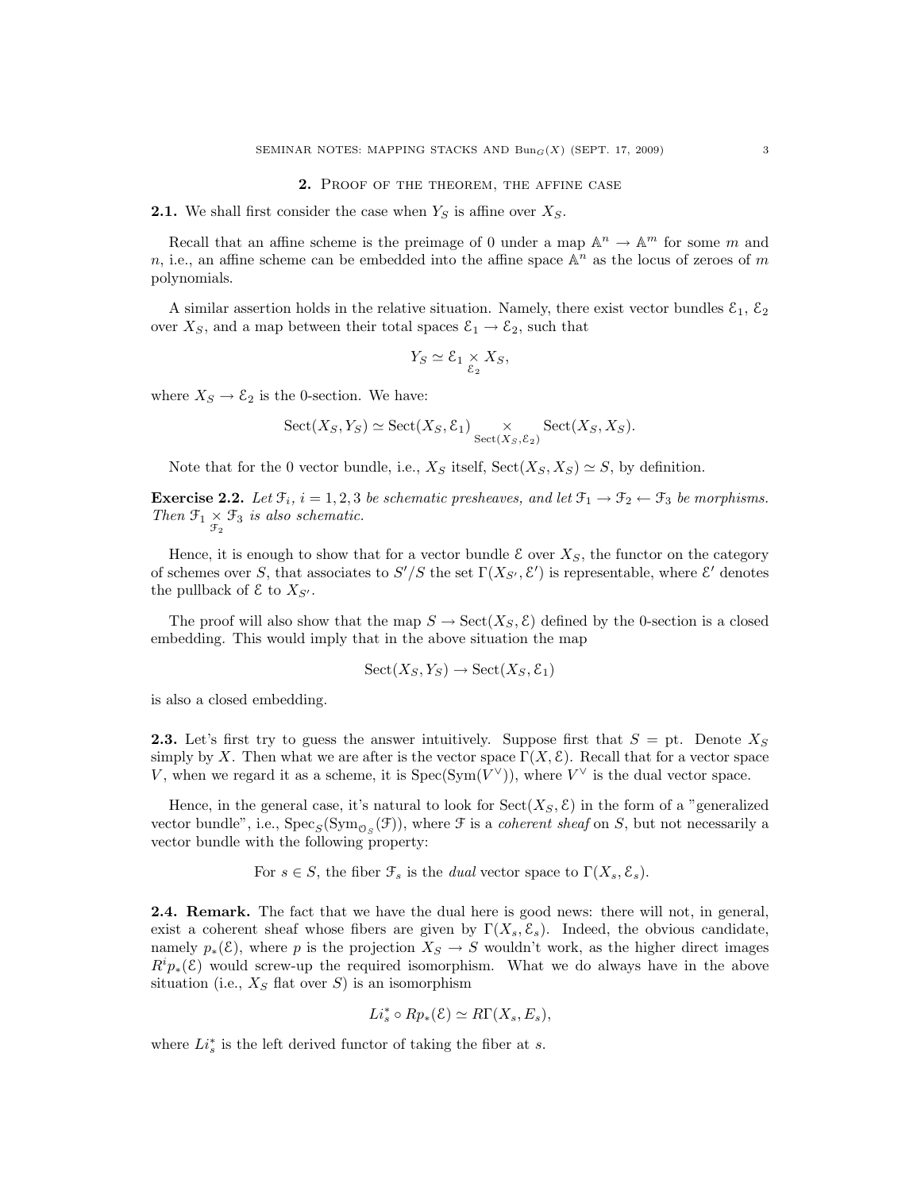## 2. Proof of the theorem, the affine case

**2.1.** We shall first consider the case when $Y_S$ is affine over $X_S$.

Recall that an affine scheme is the preimage of 0 under a map $\mathbb{A}^n \to \mathbb{A}^m$ for some $m$ and $n$, i.e., an affine scheme can be embedded into the affine space $\mathbb{A}^n$ as the locus of zeroes of $m$ polynomials.

A similar assertion holds in the relative situation. Namely, there exist vector bundles $\mathcal{E}_1$, $\mathcal{E}_2$ over $X_S$, and a map between their total spaces $\mathcal{E}_1 \to \mathcal{E}_2$, such that

$$Y_S \simeq \mathcal{E}_1 \underset{\mathcal{E}_2}{\times} X_S,$$

where $X_S \to \mathcal{E}_2$ is the 0-section. We have:

$$\mathrm{Sect}(X_S, Y_S) \simeq \mathrm{Sect}(X_S, \mathcal{E}_1) \underset{\mathrm{Sect}(X_S, \mathcal{E}_2)}{\times} \mathrm{Sect}(X_S, X_S).$$

Note that for the 0 vector bundle, i.e., $X_S$ itself, $\mathrm{Sect}(X_S, X_S) \simeq S$, by definition.

**Exercise 2.2.** *Let $\mathcal{F}_i$, $i = 1, 2, 3$ be schematic presheaves, and let $\mathcal{F}_1 \to \mathcal{F}_2 \leftarrow \mathcal{F}_3$ be morphisms. Then $\mathcal{F}_1 \underset{\mathcal{F}_2}{\times} \mathcal{F}_3$ is also schematic.*

Hence, it is enough to show that for a vector bundle $\mathcal{E}$ over $X_S$, the functor on the category of schemes over $S$, that associates to $S'/S$ the set $\Gamma(X_{S'}, \mathcal{E}')$ is representable, where $\mathcal{E}'$ denotes the pullback of $\mathcal{E}$ to $X_{S'}$.

The proof will also show that the map $S \to \mathrm{Sect}(X_S, \mathcal{E})$ defined by the 0-section is a closed embedding. This would imply that in the above situation the map

$$\mathrm{Sect}(X_S, Y_S) \to \mathrm{Sect}(X_S, \mathcal{E}_1)$$

is also a closed embedding.

**2.3.** Let's first try to guess the answer intuitively. Suppose first that $S = \mathrm{pt}$. Denote $X_S$ simply by $X$. Then what we are after is the vector space $\Gamma(X, \mathcal{E})$. Recall that for a vector space $V$, when we regard it as a scheme, it is $\mathrm{Spec}(\mathrm{Sym}(V^\vee))$, where $V^\vee$ is the dual vector space.

Hence, in the general case, it's natural to look for $\mathrm{Sect}(X_S, \mathcal{E})$ in the form of a "generalized vector bundle", i.e., $\mathrm{Spec}_S(\mathrm{Sym}_{\mathcal{O}_S}(\mathcal{F}))$, where $\mathcal{F}$ is a *coherent sheaf* on $S$, but not necessarily a vector bundle with the following property:

For $s \in S$, the fiber $\mathcal{F}_s$ is the *dual* vector space to $\Gamma(X_s, \mathcal{E}_s)$.

**2.4. Remark.** The fact that we have the dual here is good news: there will not, in general, exist a coherent sheaf whose fibers are given by $\Gamma(X_s, \mathcal{E}_s)$. Indeed, the obvious candidate, namely $p_*(\mathcal{E})$, where $p$ is the projection $X_S \to S$ wouldn't work, as the higher direct images $R^i p_*(\mathcal{E})$ would screw-up the required isomorphism. What we do always have in the above situation (i.e., $X_S$ flat over $S$) is an isomorphism

$$Li_s^* \circ Rp_*(\mathcal{E}) \simeq R\Gamma(X_s, E_s),$$

where $Li_s^*$ is the left derived functor of taking the fiber at $s$.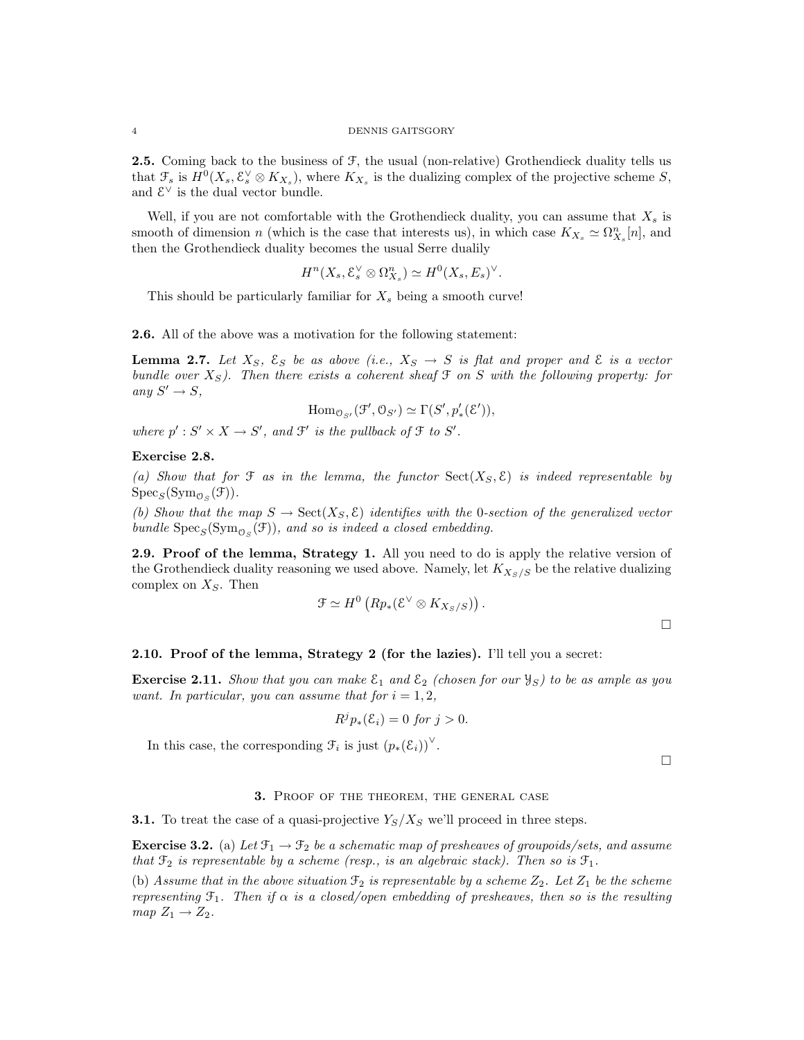**2.5.** Coming back to the business of $\mathcal{F}$, the usual (non-relative) Grothendieck duality tells us that $\mathcal{F}_s$ is $H^0(X_s, \mathcal{E}_s^\vee \otimes K_{X_s})$, where $K_{X_s}$ is the dualizing complex of the projective scheme $S$, and $\mathcal{E}^\vee$ is the dual vector bundle.

Well, if you are not comfortable with the Grothendieck duality, you can assume that $X_s$ is smooth of dimension $n$ (which is the case that interests us), in which case $K_{X_s} \simeq \Omega^n_{X_s}[n]$, and then the Grothendieck duality becomes the usual Serre dualily

$$H^n(X_s, \mathcal{E}_s^\vee \otimes \Omega^n_{X_s}) \simeq H^0(X_s, E_s)^\vee.$$

This should be particularly familiar for $X_s$ being a smooth curve!

**2.6.** All of the above was a motivation for the following statement:

**Lemma 2.7.** *Let $X_S$, $\mathcal{E}_S$ be as above (i.e., $X_S \to S$ is flat and proper and $\mathcal{E}$ is a vector bundle over $X_S$). Then there exists a coherent sheaf $\mathcal{F}$ on $S$ with the following property: for any $S' \to S$,*

$$\mathrm{Hom}_{\mathcal{O}_{S'}}(\mathcal{F}', \mathcal{O}_{S'}) \simeq \Gamma(S', p'_*(\mathcal{E}')),$$

*where $p' : S' \times X \to S'$, and $\mathcal{F}'$ is the pullback of $\mathcal{F}$ to $S'$.*

**Exercise 2.8.**

*(a) Show that for $\mathcal{F}$ as in the lemma, the functor $\mathrm{Sect}(X_S, \mathcal{E})$ is indeed representable by $\mathrm{Spec}_S(\mathrm{Sym}_{\mathcal{O}_S}(\mathcal{F}))$.*

*(b) Show that the map $S \to \mathrm{Sect}(X_S, \mathcal{E})$ identifies with the 0-section of the generalized vector bundle $\mathrm{Spec}_S(\mathrm{Sym}_{\mathcal{O}_S}(\mathcal{F}))$, and so is indeed a closed embedding.*

**2.9. Proof of the lemma, Strategy 1.** All you need to do is apply the relative version of the Grothendieck duality reasoning we used above. Namely, let $K_{X_S/S}$ be the relative dualizing complex on $X_S$. Then

$$\mathcal{F} \simeq H^0\left(Rp_*(\mathcal{E}^\vee \otimes K_{X_S/S})\right).$$

□

**2.10. Proof of the lemma, Strategy 2 (for the lazies).** I'll tell you a secret:

**Exercise 2.11.** *Show that you can make $\mathcal{E}_1$ and $\mathcal{E}_2$ (chosen for our $\mathcal{Y}_S$) to be as ample as you want. In particular, you can assume that for $i = 1, 2$,*

$$R^j p_*(\mathcal{E}_i) = 0 \text{ for } j > 0.$$

In this case, the corresponding $\mathcal{F}_i$ is just $(p_*(\mathcal{E}_i))^\vee$.

□

## 3. Proof of the theorem, the general case

**3.1.** To treat the case of a quasi-projective $Y_S/X_S$ we'll proceed in three steps.

**Exercise 3.2.** (a) *Let $\mathcal{F}_1 \to \mathcal{F}_2$ be a schematic map of presheaves of groupoids/sets, and assume that $\mathcal{F}_2$ is representable by a scheme (resp., is an algebraic stack). Then so is $\mathcal{F}_1$.*

(b) *Assume that in the above situation $\mathcal{F}_2$ is representable by a scheme $Z_2$. Let $Z_1$ be the scheme representing $\mathcal{F}_1$. Then if $\alpha$ is a closed/open embedding of presheaves, then so is the resulting map $Z_1 \to Z_2$.*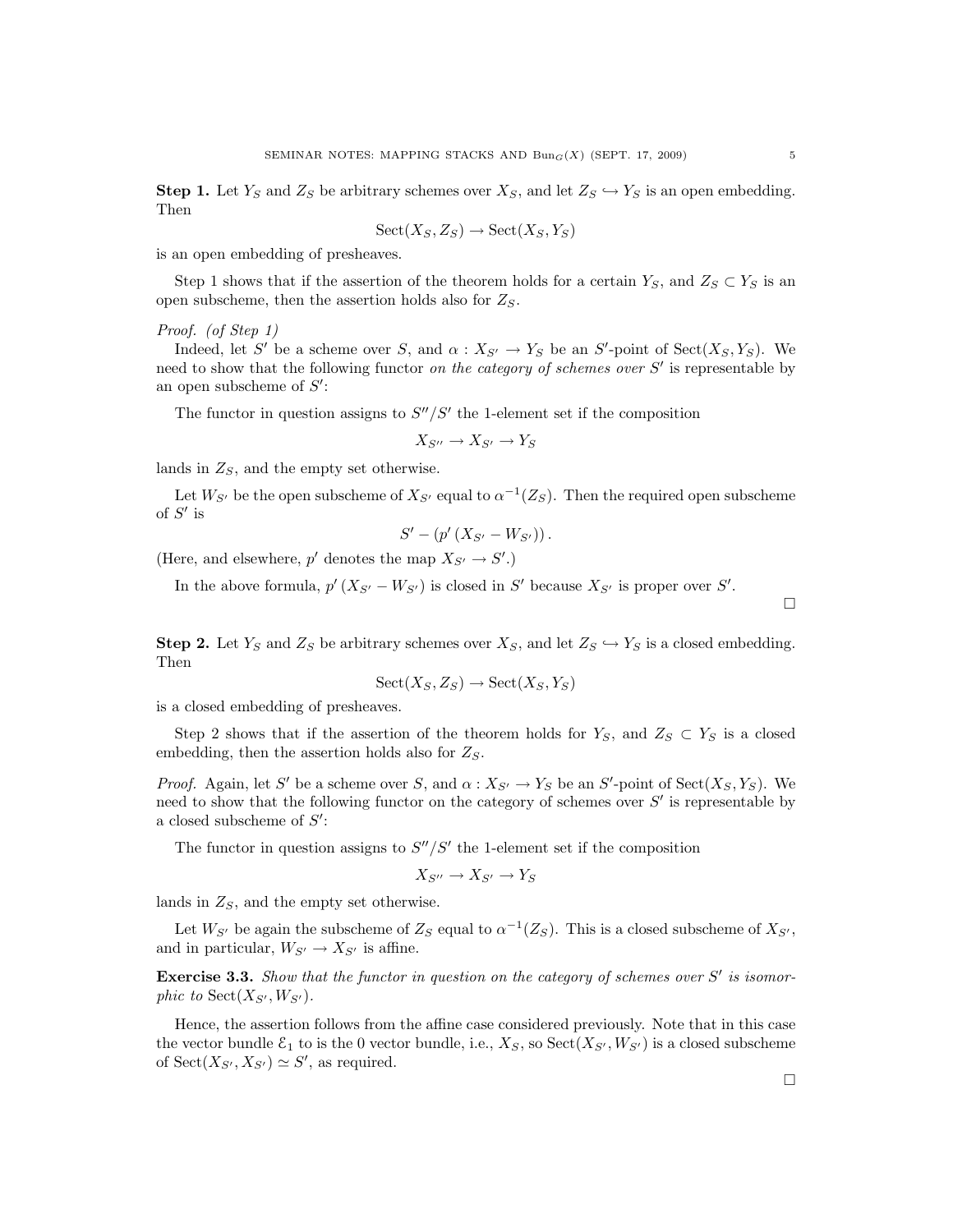**Step 1.** Let $Y_S$ and $Z_S$ be arbitrary schemes over $X_S$, and let $Z_S \hookrightarrow Y_S$ is an open embedding. Then

$$\mathrm{Sect}(X_S, Z_S) \to \mathrm{Sect}(X_S, Y_S)$$

is an open embedding of presheaves.

Step 1 shows that if the assertion of the theorem holds for a certain $Y_S$, and $Z_S \subset Y_S$ is an open subscheme, then the assertion holds also for $Z_S$.

*Proof. (of Step 1)*

Indeed, let $S'$ be a scheme over $S$, and $\alpha : X_{S'} \to Y_S$ be an $S'$-point of $\mathrm{Sect}(X_S, Y_S)$. We need to show that the following functor *on the category of schemes over* $S'$ is representable by an open subscheme of $S'$:

The functor in question assigns to $S''/S'$ the 1-element set if the composition

$$X_{S''} \to X_{S'} \to Y_S$$

lands in $Z_S$, and the empty set otherwise.

Let $W_{S'}$ be the open subscheme of $X_{S'}$ equal to $\alpha^{-1}(Z_S)$. Then the required open subscheme of $S'$ is

$$S' - (p'(X_{S'} - W_{S'})).$$

(Here, and elsewhere, $p'$ denotes the map $X_{S'} \to S'$.)

In the above formula, $p'(X_{S'} - W_{S'})$ is closed in $S'$ because $X_{S'}$ is proper over $S'$.

□

**Step 2.** Let $Y_S$ and $Z_S$ be arbitrary schemes over $X_S$, and let $Z_S \hookrightarrow Y_S$ is a closed embedding. Then

$$\mathrm{Sect}(X_S, Z_S) \to \mathrm{Sect}(X_S, Y_S)$$

is a closed embedding of presheaves.

Step 2 shows that if the assertion of the theorem holds for $Y_S$, and $Z_S \subset Y_S$ is a closed embedding, then the assertion holds also for $Z_S$.

*Proof.* Again, let $S'$ be a scheme over $S$, and $\alpha : X_{S'} \to Y_S$ be an $S'$-point of $\mathrm{Sect}(X_S, Y_S)$. We need to show that the following functor on the category of schemes over $S'$ is representable by a closed subscheme of $S'$:

The functor in question assigns to $S''/S'$ the 1-element set if the composition

$$X_{S''} \to X_{S'} \to Y_S$$

lands in $Z_S$, and the empty set otherwise.

Let $W_{S'}$ be again the subscheme of $Z_S$ equal to $\alpha^{-1}(Z_S)$. This is a closed subscheme of $X_{S'}$, and in particular, $W_{S'} \to X_{S'}$ is affine.

**Exercise 3.3.** *Show that the functor in question on the category of schemes over $S'$ is isomorphic to $\mathrm{Sect}(X_{S'}, W_{S'})$.*

Hence, the assertion follows from the affine case considered previously. Note that in this case the vector bundle $\mathcal{E}_1$ to is the 0 vector bundle, i.e., $X_S$, so $\mathrm{Sect}(X_{S'}, W_{S'})$ is a closed subscheme of $\mathrm{Sect}(X_{S'}, X_{S'}) \simeq S'$, as required.

□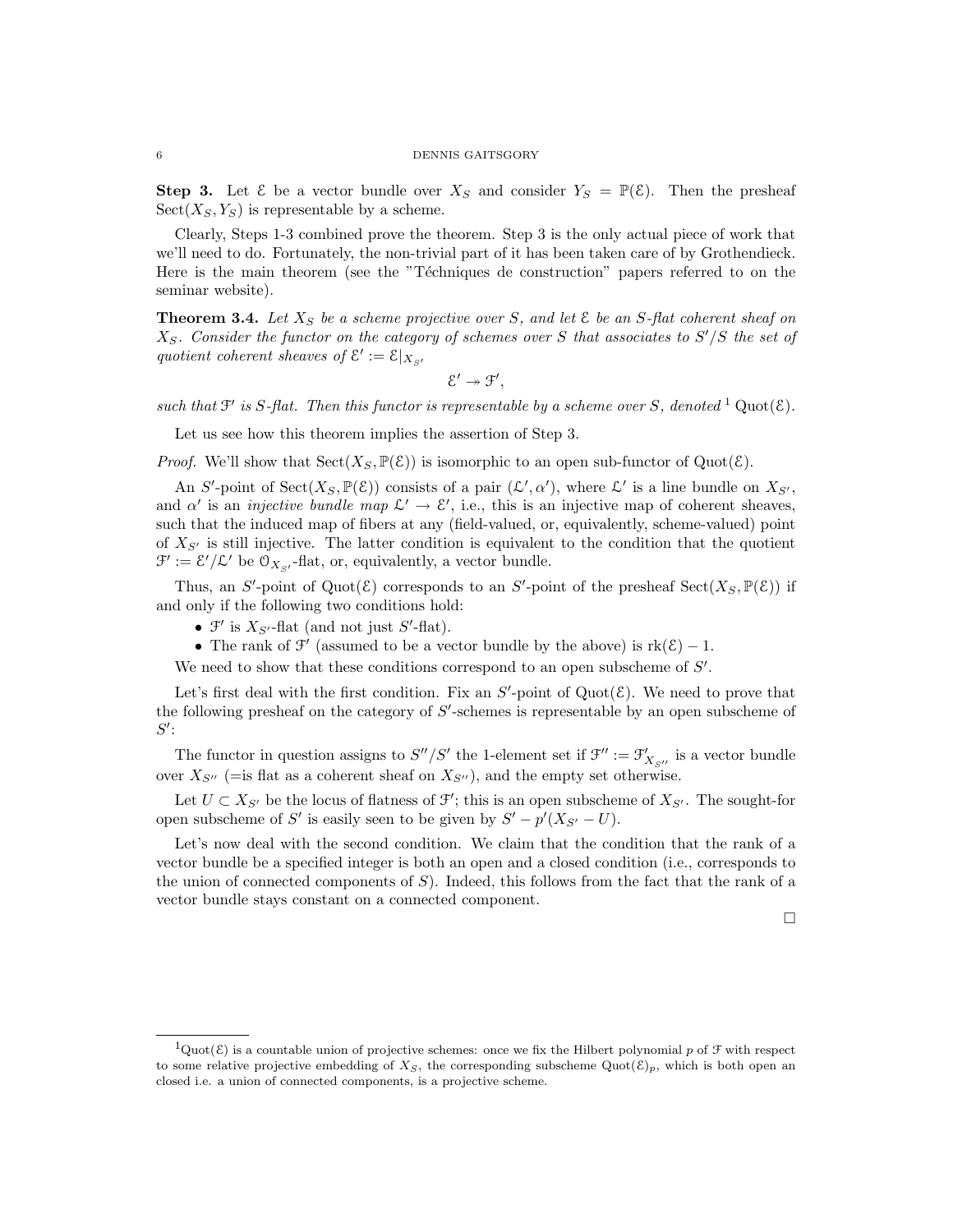**Step 3.** Let $\mathcal{E}$ be a vector bundle over $X_S$ and consider $Y_S = \mathbb{P}(\mathcal{E})$. Then the presheaf $\mathrm{Sect}(X_S, Y_S)$ is representable by a scheme.

Clearly, Steps 1-3 combined prove the theorem. Step 3 is the only actual piece of work that we'll need to do. Fortunately, the non-trivial part of it has been taken care of by Grothendieck. Here is the main theorem (see the "Téchniques de construction" papers referred to on the seminar website).

**Theorem 3.4.** *Let $X_S$ be a scheme projective over $S$, and let $\mathcal{E}$ be an $S$-flat coherent sheaf on $X_S$. Consider the functor on the category of schemes over $S$ that associates to $S'/S$ the set of quotient coherent sheaves of $\mathcal{E}' := \mathcal{E}|_{X_{S'}}$*

$$\mathcal{E}' \twoheadrightarrow \mathcal{F}',$$

*such that $\mathcal{F}'$ is $S$-flat. Then this functor is representable by a scheme over $S$, denoted*[1] $\mathrm{Quot}(\mathcal{E})$.

Let us see how this theorem implies the assertion of Step 3.

*Proof.* We'll show that $\mathrm{Sect}(X_S, \mathbb{P}(\mathcal{E}))$ is isomorphic to an open sub-functor of $\mathrm{Quot}(\mathcal{E})$.

An $S'$-point of $\mathrm{Sect}(X_S, \mathbb{P}(\mathcal{E}))$ consists of a pair $(\mathcal{L}', \alpha')$, where $\mathcal{L}'$ is a line bundle on $X_{S'}$, and $\alpha'$ is an *injective bundle map* $\mathcal{L}' \to \mathcal{E}'$, i.e., this is an injective map of coherent sheaves, such that the induced map of fibers at any (field-valued, or, equivalently, scheme-valued) point of $X_{S'}$ is still injective. The latter condition is equivalent to the condition that the quotient $\mathcal{F}' := \mathcal{E}'/\mathcal{L}'$ be $\mathcal{O}_{X_{S'}}$-flat, or, equivalently, a vector bundle.

Thus, an $S'$-point of $\mathrm{Quot}(\mathcal{E})$ corresponds to an $S'$-point of the presheaf $\mathrm{Sect}(X_S, \mathbb{P}(\mathcal{E}))$ if and only if the following two conditions hold:

- $\mathcal{F}'$ is $X_{S'}$-flat (and not just $S'$-flat).
- The rank of $\mathcal{F}'$ (assumed to be a vector bundle by the above) is $\mathrm{rk}(\mathcal{E}) - 1$.

We need to show that these conditions correspond to an open subscheme of $S'$.

Let's first deal with the first condition. Fix an $S'$-point of $\mathrm{Quot}(\mathcal{E})$. We need to prove that the following presheaf on the category of $S'$-schemes is representable by an open subscheme of $S'$:

The functor in question assigns to $S''/S'$ the 1-element set if $\mathcal{F}'' := \mathcal{F}'_{X_{S''}}$ is a vector bundle over $X_{S''}$ (=is flat as a coherent sheaf on $X_{S''}$), and the empty set otherwise.

Let $U \subset X_{S'}$ be the locus of flatness of $\mathcal{F}'$; this is an open subscheme of $X_{S'}$. The sought-for open subscheme of $S'$ is easily seen to be given by $S' - p'(X_{S'} - U)$.

Let's now deal with the second condition. We claim that the condition that the rank of a vector bundle be a specified integer is both an open and a closed condition (i.e., corresponds to the union of connected components of $S$). Indeed, this follows from the fact that the rank of a vector bundle stays constant on a connected component.

∎

---

[1] $\mathrm{Quot}(\mathcal{E})$ is a countable union of projective schemes: once we fix the Hilbert polynomial $p$ of $\mathcal{F}$ with respect to some relative projective embedding of $X_S$, the corresponding subscheme $\mathrm{Quot}(\mathcal{E})_p$, which is both open an closed i.e. a union of connected components, is a projective scheme.